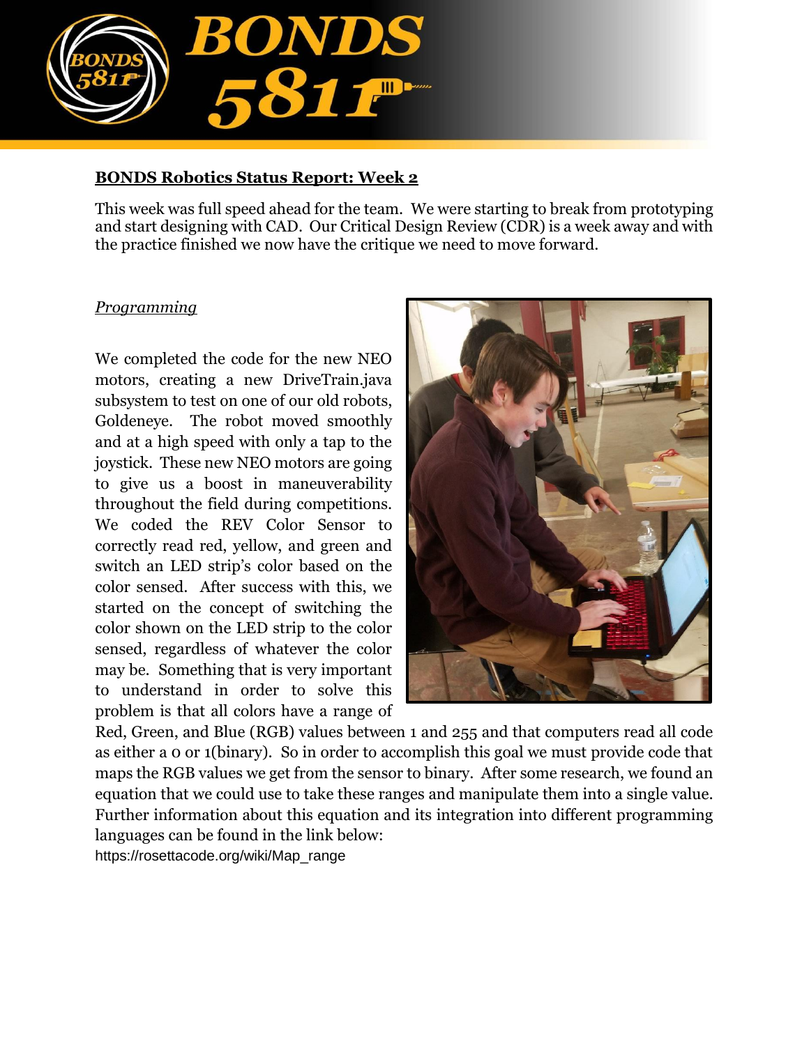## BONDS Robotics Status Report: Week 2

This week was full speed ahead for the team. We were starting to break from prototyping and start designing with CAD. Our Critical Design Review (CDR) is a week away and with the practice finished we now have the critique we need to move forward.

### *Programming*

We completed the code for the new NEO motors, creating a new DriveTrain.java subsystem to test on one of our old robots, Goldeneye. The robot moved smoothly and at a high speed with only a tap to the joystick. These new NEO motors are going to give us a boost in maneuverability throughout the field during competitions. We coded the REV Color Sensor to correctly read red, yellow, and green and switch an LED strip's color based on the color sensed. After success with this, we started on the concept of switching the color shown on the LED strip to the color sensed, regardless of whatever the color may be. Something that is very important to understand in order to solve this problem is that all colors have a range of Red, Green, and Blue (RGB) values between 1 and 255 and that computers read all code as either a 0 or 1(binary). So in order to accomplish this goal we must provide code that maps the RGB values we get from the sensor to binary. After some research, we found an equation that we could use to take these ranges and manipulate them into a single value. Further information about this equation and its integration into different programming languages can be found in the link below:

https://rosettacode.org/wiki/Map_range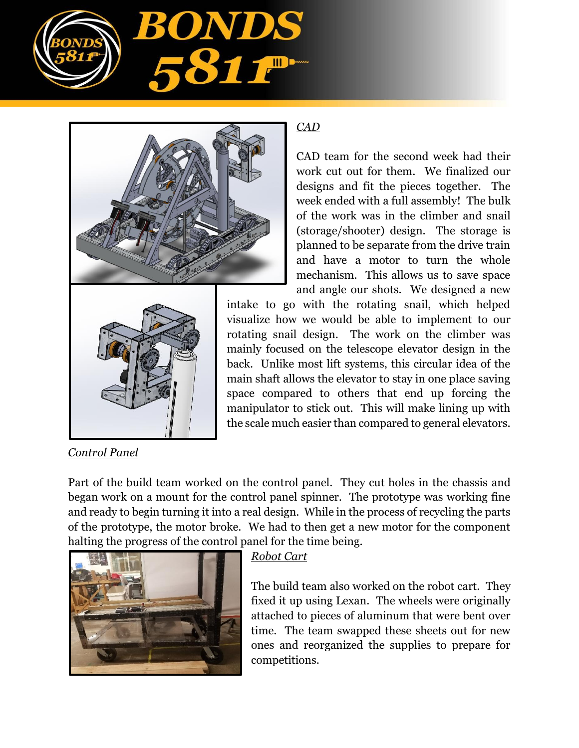*CAD*

CAD team for the second week had their work cut out for them. We finalized our designs and fit the pieces together. The week ended with a full assembly! The bulk of the work was in the climber and snail (storage/shooter) design. The storage is planned to be separate from the drive train and have a motor to turn the whole mechanism. This allows us to save space and angle our shots. We designed a new intake to go with the rotating snail, which helped visualize how we would be able to implement to our rotating snail design. The work on the climber was mainly focused on the telescope elevator design in the back. Unlike most lift systems, this circular idea of the main shaft allows the elevator to stay in one place saving space compared to others that end up forcing the manipulator to stick out. This will make lining up with the scale much easier than compared to general elevators.

*Control Panel*

Part of the build team worked on the control panel. They cut holes in the chassis and began work on a mount for the control panel spinner. The prototype was working fine and ready to begin turning it into a real design. While in the process of recycling the parts of the prototype, the motor broke. We had to then get a new motor for the component halting the progress of the control panel for the time being.

*Robot Cart*

The build team also worked on the robot cart. They fixed it up using Lexan. The wheels were originally attached to pieces of aluminum that were bent over time. The team swapped these sheets out for new ones and reorganized the supplies to prepare for competitions.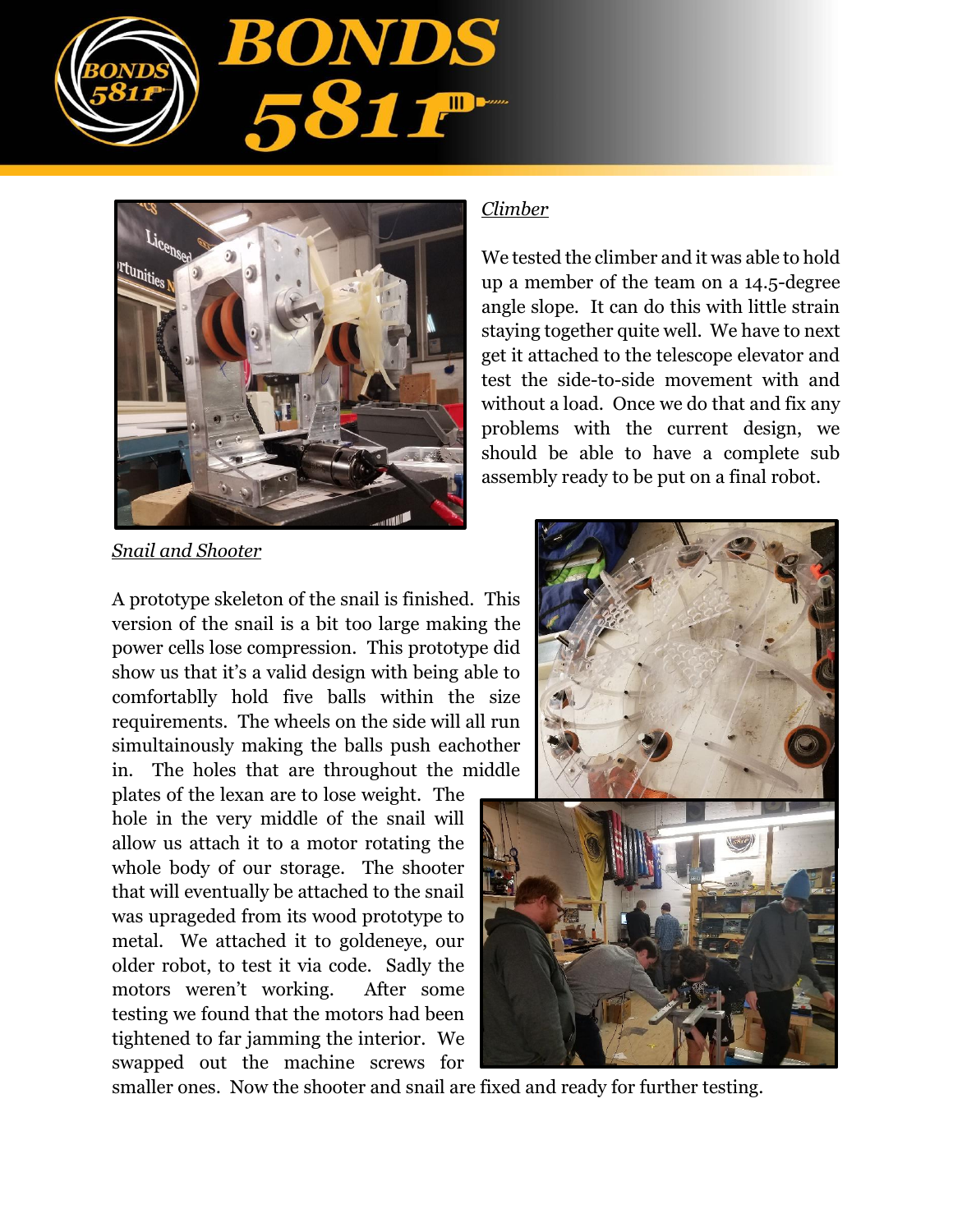*Climber*

We tested the climber and it was able to hold up a member of the team on a 14.5-degree angle slope. It can do this with little strain staying together quite well. We have to next get it attached to the telescope elevator and test the side-to-side movement with and without a load. Once we do that and fix any problems with the current design, we should be able to have a complete sub assembly ready to be put on a final robot.

*Snail and Shooter*

A prototype skeleton of the snail is finished. This version of the snail is a bit too large making the power cells lose compression. This prototype did show us that it's a valid design with being able to comfortablly hold five balls within the size requirements. The wheels on the side will all run simultainously making the balls push eachother in. The holes that are throughout the middle plates of the lexan are to lose weight. The hole in the very middle of the snail will allow us attach it to a motor rotating the whole body of our storage. The shooter that will eventually be attached to the snail was uprageded from its wood prototype to metal. We attached it to goldeneye, our older robot, to test it via code. Sadly the motors weren't working. After some testing we found that the motors had been tightened to far jamming the interior. We swapped out the machine screws for smaller ones. Now the shooter and snail are fixed and ready for further testing.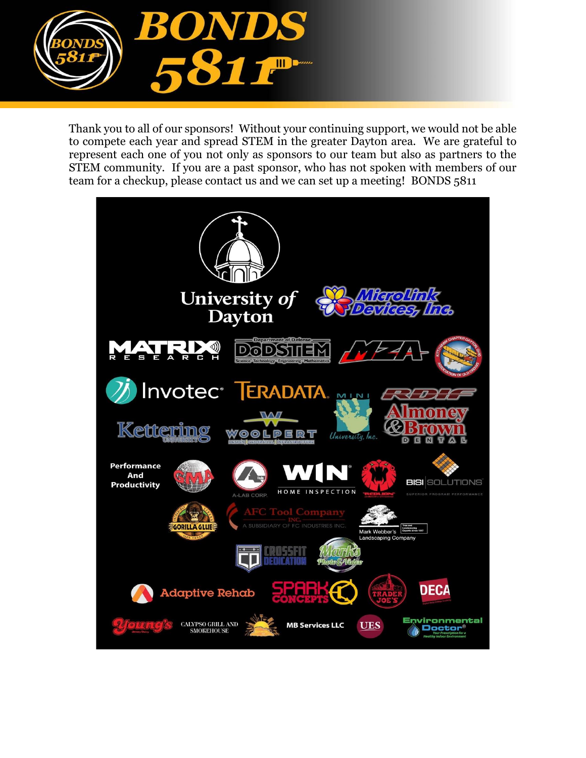Thank you to all of our sponsors! Without your continuing support, we would not be able to compete each year and spread STEM in the greater Dayton area. We are grateful to represent each one of you not only as sponsors to our team but also as partners to the STEM community. If you are a past sponsor, who has not spoken with members of our team for a checkup, please contact us and we can set up a meeting! BONDS 5811